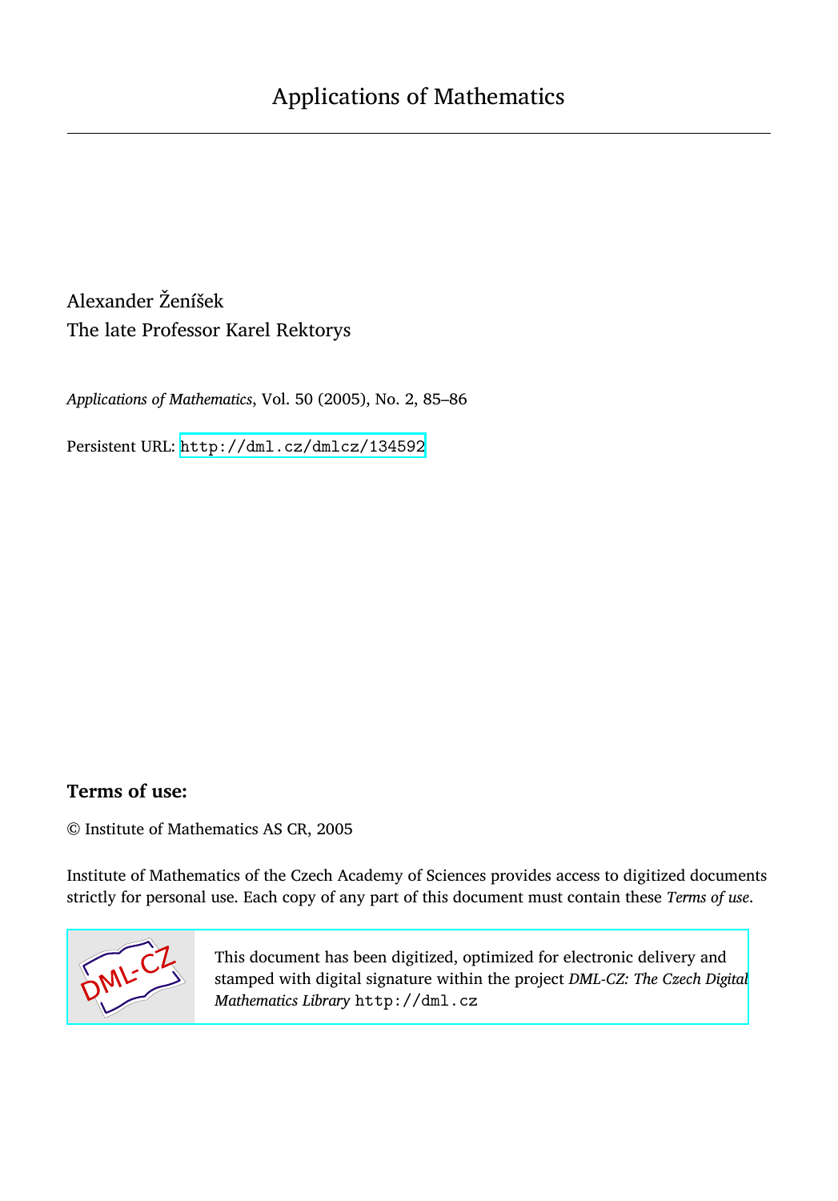# Applications of Mathematics

Alexander Ženíšek

The late Professor Karel Rektorys

*Applications of Mathematics*, Vol. 50 (2005), No. 2, 85–86

Persistent URL: http://dml.cz/dmlcz/134592

## Terms of use:

© Institute of Mathematics AS CR, 2005

Institute of Mathematics of the Czech Academy of Sciences provides access to digitized documents strictly for personal use. Each copy of any part of this document must contain these *Terms of use*.

This document has been digitized, optimized for electronic delivery and stamped with digital signature within the project *DML-CZ: The Czech Digital Mathematics Library* http://dml.cz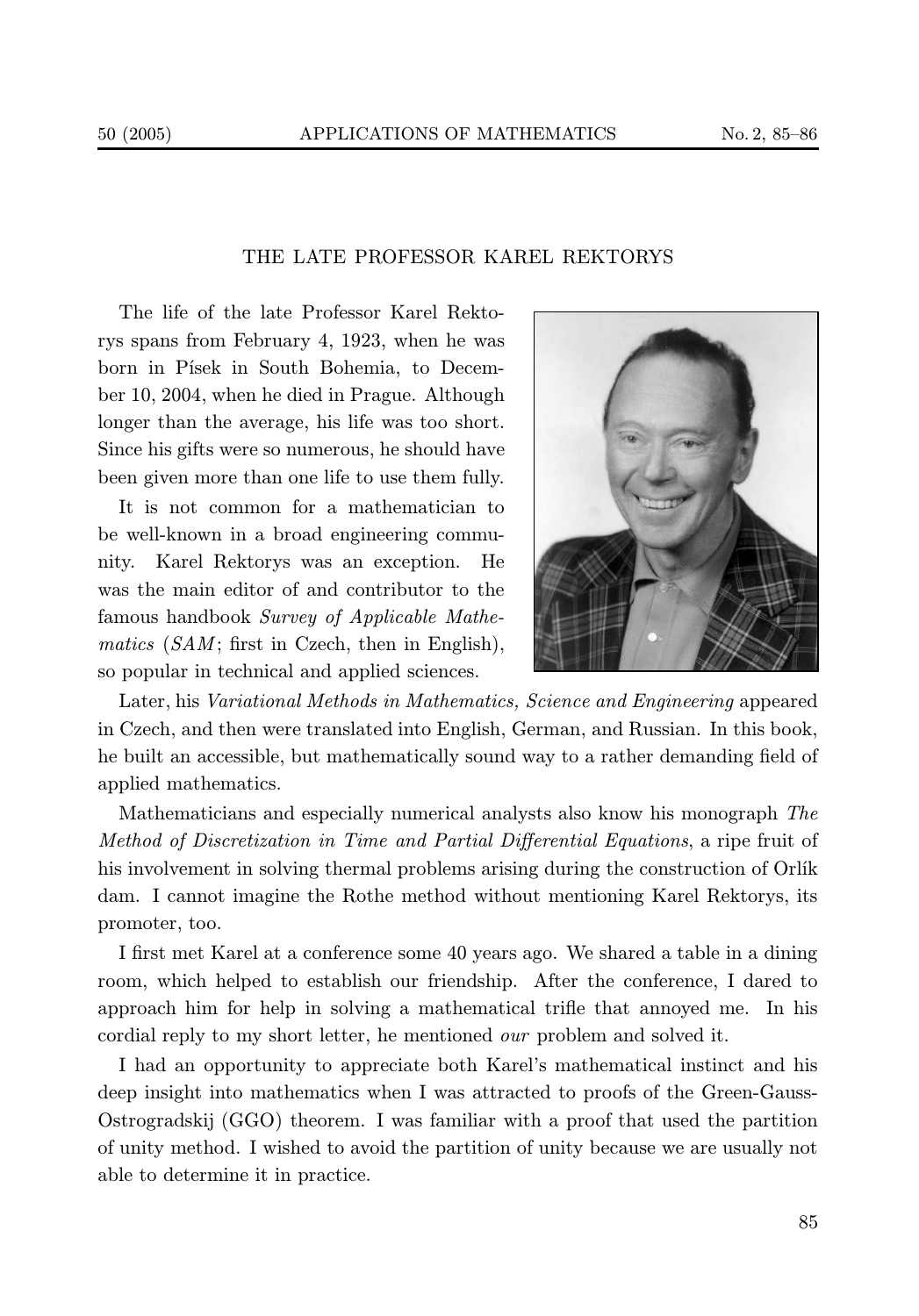# THE LATE PROFESSOR KAREL REKTORYS

The life of the late Professor Karel Rektorys spans from February 4, 1923, when he was born in Písek in South Bohemia, to December 10, 2004, when he died in Prague. Although longer than the average, his life was too short. Since his gifts were so numerous, he should have been given more than one life to use them fully.

It is not common for a mathematician to be well-known in a broad engineering community. Karel Rektorys was an exception. He was the main editor of and contributor to the famous handbook *Survey of Applicable Mathematics* (*SAM*; first in Czech, then in English), so popular in technical and applied sciences.

Later, his *Variational Methods in Mathematics, Science and Engineering* appeared in Czech, and then were translated into English, German, and Russian. In this book, he built an accessible, but mathematically sound way to a rather demanding field of applied mathematics.

Mathematicians and especially numerical analysts also know his monograph *The Method of Discretization in Time and Partial Differential Equations*, a ripe fruit of his involvement in solving thermal problems arising during the construction of Orlík dam. I cannot imagine the Rothe method without mentioning Karel Rektorys, its promoter, too.

I first met Karel at a conference some 40 years ago. We shared a table in a dining room, which helped to establish our friendship. After the conference, I dared to approach him for help in solving a mathematical trifle that annoyed me. In his cordial reply to my short letter, he mentioned *our* problem and solved it.

I had an opportunity to appreciate both Karel's mathematical instinct and his deep insight into mathematics when I was attracted to proofs of the Green-Gauss-Ostrogradskij (GGO) theorem. I was familiar with a proof that used the partition of unity method. I wished to avoid the partition of unity because we are usually not able to determine it in practice.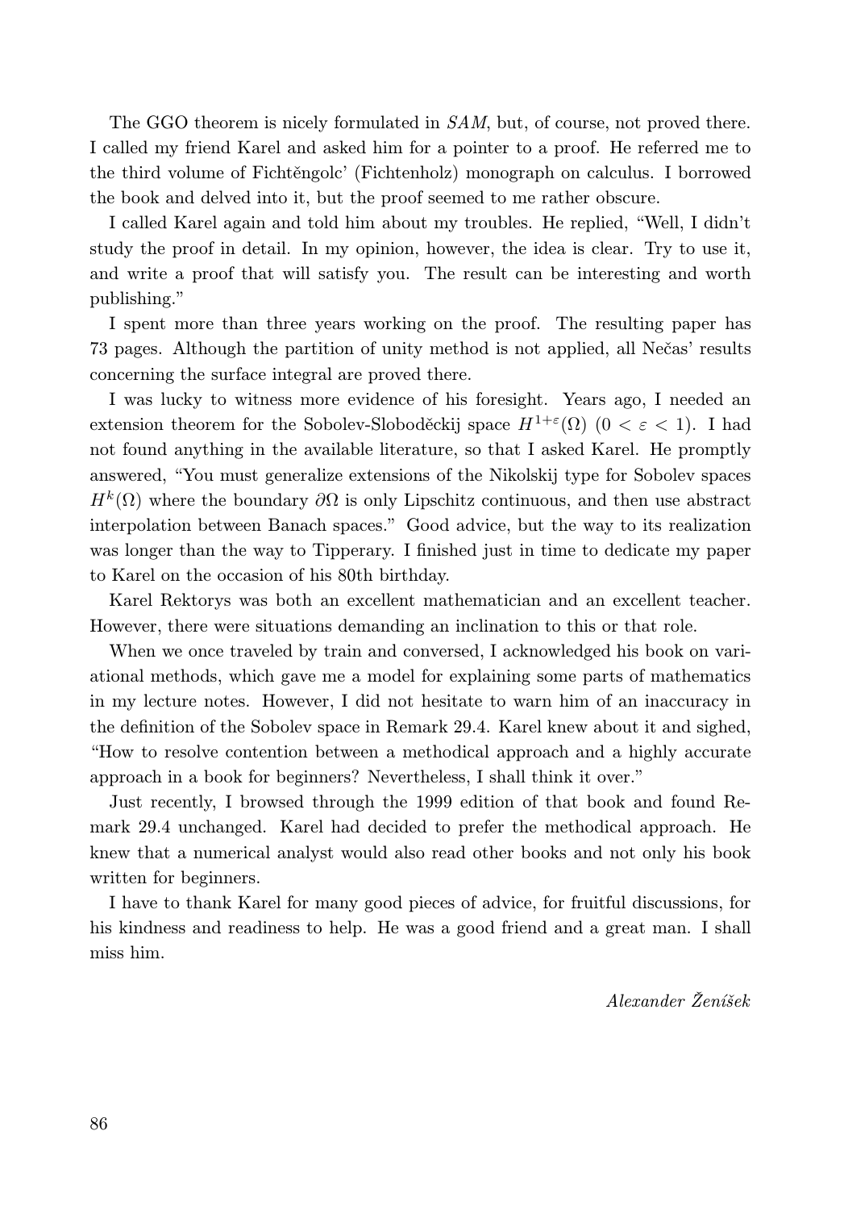The GGO theorem is nicely formulated in *SAM*, but, of course, not proved there. I called my friend Karel and asked him for a pointer to a proof. He referred me to the third volume of Fichtěngolc' (Fichtenholz) monograph on calculus. I borrowed the book and delved into it, but the proof seemed to me rather obscure.

I called Karel again and told him about my troubles. He replied, "Well, I didn't study the proof in detail. In my opinion, however, the idea is clear. Try to use it, and write a proof that will satisfy you. The result can be interesting and worth publishing."

I spent more than three years working on the proof. The resulting paper has 73 pages. Although the partition of unity method is not applied, all Nečas' results concerning the surface integral are proved there.

I was lucky to witness more evidence of his foresight. Years ago, I needed an extension theorem for the Sobolev-Sloboděckij space $H^{1+\varepsilon}(\Omega)$ $(0 < \varepsilon < 1)$. I had not found anything in the available literature, so that I asked Karel. He promptly answered, "You must generalize extensions of the Nikolskij type for Sobolev spaces $H^k(\Omega)$ where the boundary $\partial\Omega$ is only Lipschitz continuous, and then use abstract interpolation between Banach spaces." Good advice, but the way to its realization was longer than the way to Tipperary. I finished just in time to dedicate my paper to Karel on the occasion of his 80th birthday.

Karel Rektorys was both an excellent mathematician and an excellent teacher. However, there were situations demanding an inclination to this or that role.

When we once traveled by train and conversed, I acknowledged his book on variational methods, which gave me a model for explaining some parts of mathematics in my lecture notes. However, I did not hesitate to warn him of an inaccuracy in the definition of the Sobolev space in Remark 29.4. Karel knew about it and sighed, "How to resolve contention between a methodical approach and a highly accurate approach in a book for beginners? Nevertheless, I shall think it over."

Just recently, I browsed through the 1999 edition of that book and found Remark 29.4 unchanged. Karel had decided to prefer the methodical approach. He knew that a numerical analyst would also read other books and not only his book written for beginners.

I have to thank Karel for many good pieces of advice, for fruitful discussions, for his kindness and readiness to help. He was a good friend and a great man. I shall miss him.

*Alexander Ženíšek*